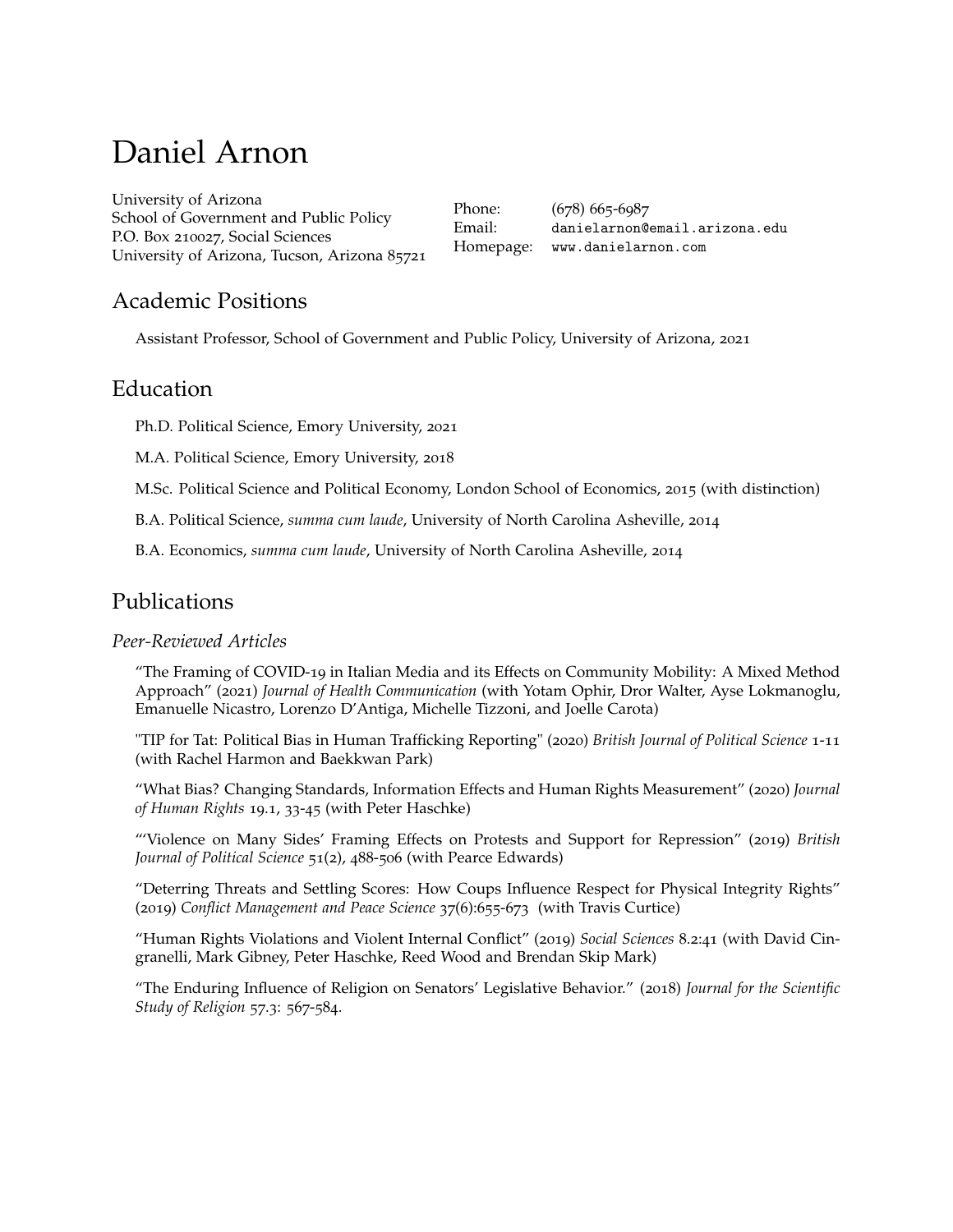# Daniel Arnon

University of Arizona
School of Government and Public Policy
P.O. Box 210027, Social Sciences
University of Arizona, Tucson, Arizona 85721

Phone: (678) 665-6987
Email: danielarnon@email.arizona.edu
Homepage: www.danielarnon.com

## Academic Positions

Assistant Professor, School of Government and Public Policy, University of Arizona, 2021

## Education

Ph.D. Political Science, Emory University, 2021

M.A. Political Science, Emory University, 2018

M.Sc. Political Science and Political Economy, London School of Economics, 2015 (with distinction)

B.A. Political Science, *summa cum laude*, University of North Carolina Asheville, 2014

B.A. Economics, *summa cum laude*, University of North Carolina Asheville, 2014

## Publications

### *Peer-Reviewed Articles*

"The Framing of COVID-19 in Italian Media and its Effects on Community Mobility: A Mixed Method Approach" (2021) *Journal of Health Communication* (with Yotam Ophir, Dror Walter, Ayse Lokmanoglu, Emanuelle Nicastro, Lorenzo D'Antiga, Michelle Tizzoni, and Joelle Carota)

"TIP for Tat: Political Bias in Human Trafficking Reporting" (2020) *British Journal of Political Science* 1-11 (with Rachel Harmon and Baekkwan Park)

"What Bias? Changing Standards, Information Effects and Human Rights Measurement" (2020) *Journal of Human Rights* 19.1, 33-45 (with Peter Haschke)

"'Violence on Many Sides' Framing Effects on Protests and Support for Repression" (2019) *British Journal of Political Science* 51(2), 488-506 (with Pearce Edwards)

"Deterring Threats and Settling Scores: How Coups Influence Respect for Physical Integrity Rights" (2019) *Conflict Management and Peace Science* 37(6):655-673 (with Travis Curtice)

"Human Rights Violations and Violent Internal Conflict" (2019) *Social Sciences* 8.2:41 (with David Cingranelli, Mark Gibney, Peter Haschke, Reed Wood and Brendan Skip Mark)

"The Enduring Influence of Religion on Senators' Legislative Behavior." (2018) *Journal for the Scientific Study of Religion* 57.3: 567-584.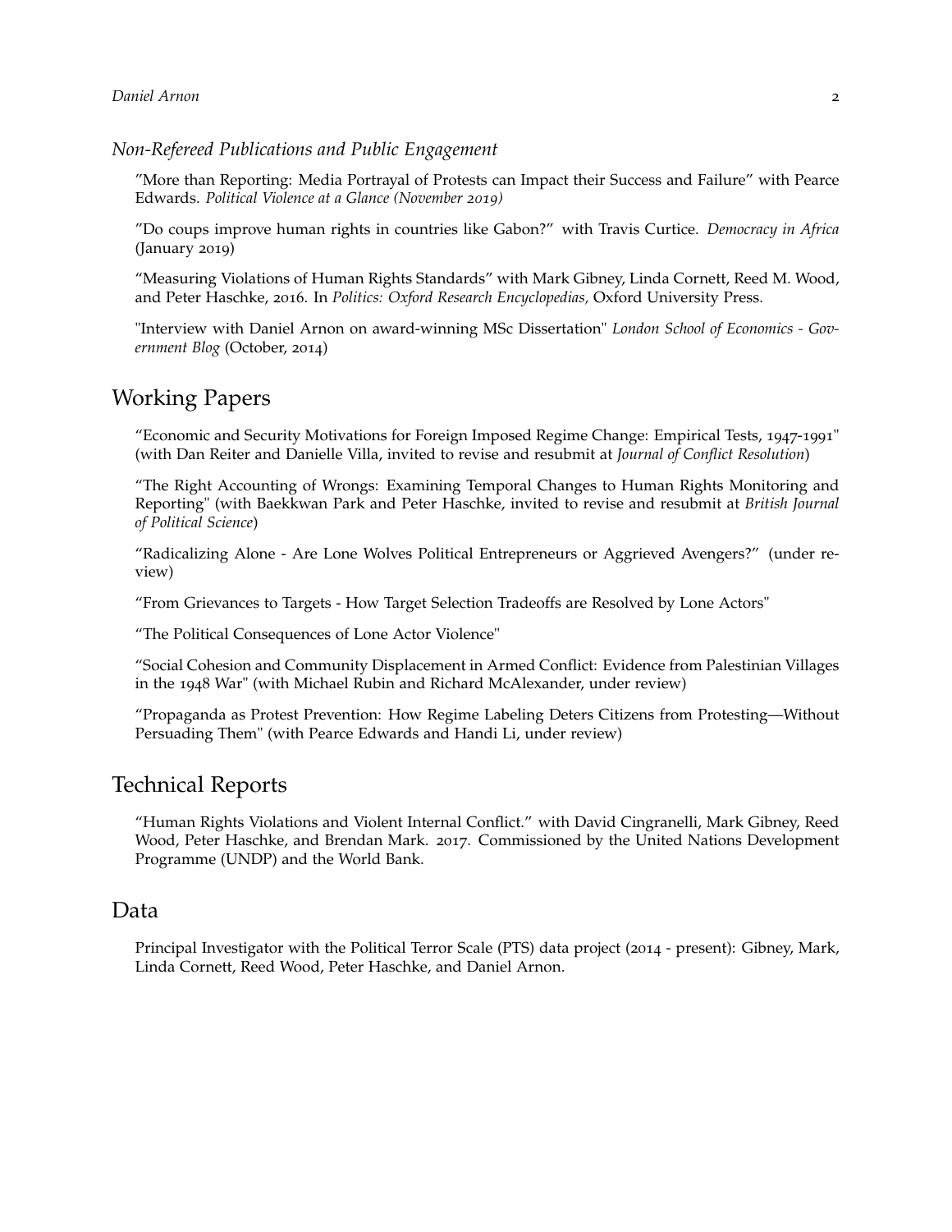### *Non-Refereed Publications and Public Engagement*

"More than Reporting: Media Portrayal of Protests can Impact their Success and Failure" with Pearce Edwards. *Political Violence at a Glance (November 2019)*

"Do coups improve human rights in countries like Gabon?" with Travis Curtice. *Democracy in Africa* (January 2019)

"Measuring Violations of Human Rights Standards" with Mark Gibney, Linda Cornett, Reed M. Wood, and Peter Haschke, 2016. In *Politics: Oxford Research Encyclopedias,* Oxford University Press.

"Interview with Daniel Arnon on award-winning MSc Dissertation" *London School of Economics - Government Blog* (October, 2014)

## Working Papers

"Economic and Security Motivations for Foreign Imposed Regime Change: Empirical Tests, 1947-1991" (with Dan Reiter and Danielle Villa, invited to revise and resubmit at *Journal of Conflict Resolution*)

"The Right Accounting of Wrongs: Examining Temporal Changes to Human Rights Monitoring and Reporting" (with Baekkwan Park and Peter Haschke, invited to revise and resubmit at *British Journal of Political Science*)

"Radicalizing Alone - Are Lone Wolves Political Entrepreneurs or Aggrieved Avengers?" (under review)

"From Grievances to Targets - How Target Selection Tradeoffs are Resolved by Lone Actors"

"The Political Consequences of Lone Actor Violence"

"Social Cohesion and Community Displacement in Armed Conflict: Evidence from Palestinian Villages in the 1948 War" (with Michael Rubin and Richard McAlexander, under review)

"Propaganda as Protest Prevention: How Regime Labeling Deters Citizens from Protesting—Without Persuading Them" (with Pearce Edwards and Handi Li, under review)

## Technical Reports

"Human Rights Violations and Violent Internal Conflict." with David Cingranelli, Mark Gibney, Reed Wood, Peter Haschke, and Brendan Mark. 2017. Commissioned by the United Nations Development Programme (UNDP) and the World Bank.

## Data

Principal Investigator with the Political Terror Scale (PTS) data project (2014 - present): Gibney, Mark, Linda Cornett, Reed Wood, Peter Haschke, and Daniel Arnon.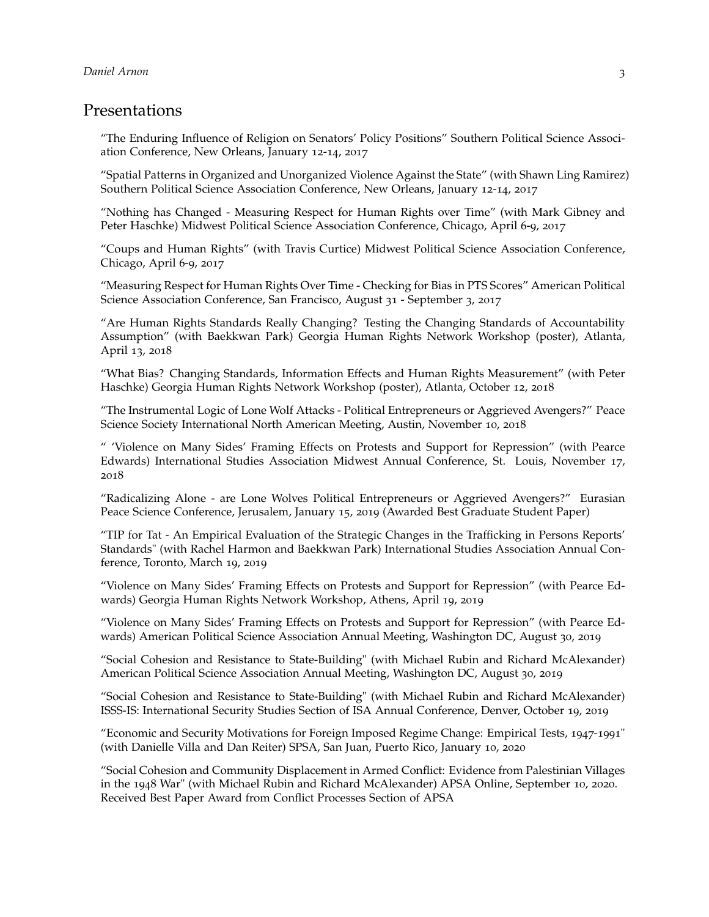## Presentations

"The Enduring Influence of Religion on Senators' Policy Positions" Southern Political Science Association Conference, New Orleans, January 12-14, 2017

"Spatial Patterns in Organized and Unorganized Violence Against the State" (with Shawn Ling Ramirez) Southern Political Science Association Conference, New Orleans, January 12-14, 2017

"Nothing has Changed - Measuring Respect for Human Rights over Time" (with Mark Gibney and Peter Haschke) Midwest Political Science Association Conference, Chicago, April 6-9, 2017

"Coups and Human Rights" (with Travis Curtice) Midwest Political Science Association Conference, Chicago, April 6-9, 2017

"Measuring Respect for Human Rights Over Time - Checking for Bias in PTS Scores" American Political Science Association Conference, San Francisco, August 31 - September 3, 2017

"Are Human Rights Standards Really Changing? Testing the Changing Standards of Accountability Assumption" (with Baekkwan Park) Georgia Human Rights Network Workshop (poster), Atlanta, April 13, 2018

"What Bias? Changing Standards, Information Effects and Human Rights Measurement" (with Peter Haschke) Georgia Human Rights Network Workshop (poster), Atlanta, October 12, 2018

"The Instrumental Logic of Lone Wolf Attacks - Political Entrepreneurs or Aggrieved Avengers?" Peace Science Society International North American Meeting, Austin, November 10, 2018

" 'Violence on Many Sides' Framing Effects on Protests and Support for Repression" (with Pearce Edwards) International Studies Association Midwest Annual Conference, St. Louis, November 17, 2018

"Radicalizing Alone - are Lone Wolves Political Entrepreneurs or Aggrieved Avengers?" Eurasian Peace Science Conference, Jerusalem, January 15, 2019 (Awarded Best Graduate Student Paper)

"TIP for Tat - An Empirical Evaluation of the Strategic Changes in the Trafficking in Persons Reports' Standards" (with Rachel Harmon and Baekkwan Park) International Studies Association Annual Conference, Toronto, March 19, 2019

"Violence on Many Sides' Framing Effects on Protests and Support for Repression" (with Pearce Edwards) Georgia Human Rights Network Workshop, Athens, April 19, 2019

"Violence on Many Sides' Framing Effects on Protests and Support for Repression" (with Pearce Edwards) American Political Science Association Annual Meeting, Washington DC, August 30, 2019

"Social Cohesion and Resistance to State-Building" (with Michael Rubin and Richard McAlexander) American Political Science Association Annual Meeting, Washington DC, August 30, 2019

"Social Cohesion and Resistance to State-Building" (with Michael Rubin and Richard McAlexander) ISSS-IS: International Security Studies Section of ISA Annual Conference, Denver, October 19, 2019

"Economic and Security Motivations for Foreign Imposed Regime Change: Empirical Tests, 1947-1991" (with Danielle Villa and Dan Reiter) SPSA, San Juan, Puerto Rico, January 10, 2020

"Social Cohesion and Community Displacement in Armed Conflict: Evidence from Palestinian Villages in the 1948 War" (with Michael Rubin and Richard McAlexander) APSA Online, September 10, 2020. Received Best Paper Award from Conflict Processes Section of APSA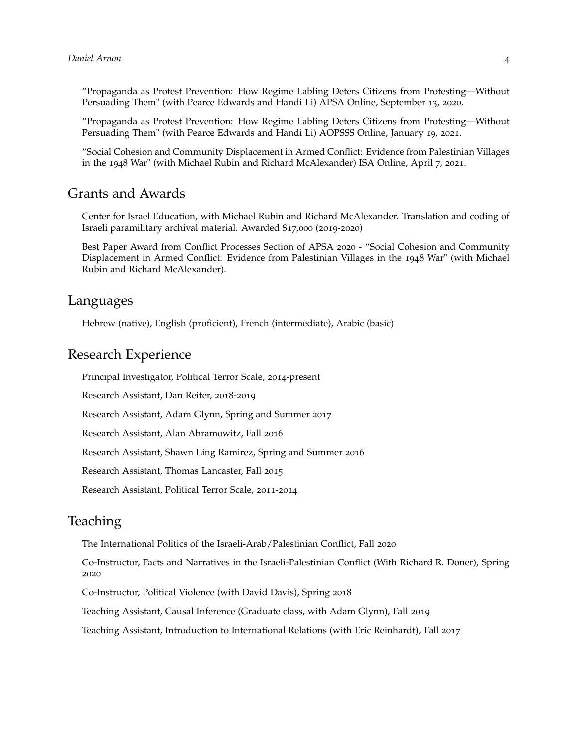"Propaganda as Protest Prevention: How Regime Labling Deters Citizens from Protesting—Without Persuading Them" (with Pearce Edwards and Handi Li) APSA Online, September 13, 2020.

"Propaganda as Protest Prevention: How Regime Labling Deters Citizens from Protesting—Without Persuading Them" (with Pearce Edwards and Handi Li) AOPSSS Online, January 19, 2021.

"Social Cohesion and Community Displacement in Armed Conflict: Evidence from Palestinian Villages in the 1948 War" (with Michael Rubin and Richard McAlexander) ISA Online, April 7, 2021.

## Grants and Awards

Center for Israel Education, with Michael Rubin and Richard McAlexander. Translation and coding of Israeli paramilitary archival material. Awarded $17,000 (2019-2020)

Best Paper Award from Conflict Processes Section of APSA 2020 - "Social Cohesion and Community Displacement in Armed Conflict: Evidence from Palestinian Villages in the 1948 War" (with Michael Rubin and Richard McAlexander).

## Languages

Hebrew (native), English (proficient), French (intermediate), Arabic (basic)

## Research Experience

Principal Investigator, Political Terror Scale, 2014-present

Research Assistant, Dan Reiter, 2018-2019

Research Assistant, Adam Glynn, Spring and Summer 2017

Research Assistant, Alan Abramowitz, Fall 2016

Research Assistant, Shawn Ling Ramirez, Spring and Summer 2016

Research Assistant, Thomas Lancaster, Fall 2015

Research Assistant, Political Terror Scale, 2011-2014

## Teaching

The International Politics of the Israeli-Arab/Palestinian Conflict, Fall 2020

Co-Instructor, Facts and Narratives in the Israeli-Palestinian Conflict (With Richard R. Doner), Spring 2020

Co-Instructor, Political Violence (with David Davis), Spring 2018

Teaching Assistant, Causal Inference (Graduate class, with Adam Glynn), Fall 2019

Teaching Assistant, Introduction to International Relations (with Eric Reinhardt), Fall 2017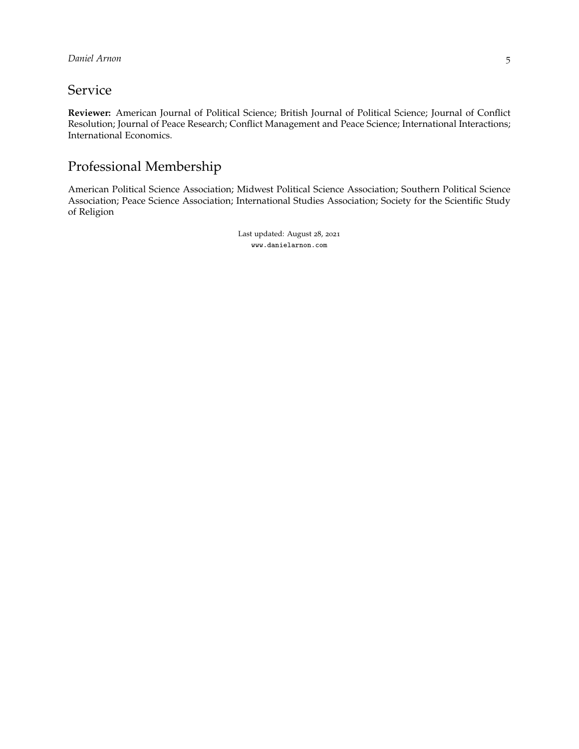## Service

**Reviewer:** American Journal of Political Science; British Journal of Political Science; Journal of Conflict Resolution; Journal of Peace Research; Conflict Management and Peace Science; International Interactions; International Economics.

## Professional Membership

American Political Science Association; Midwest Political Science Association; Southern Political Science Association; Peace Science Association; International Studies Association; Society for the Scientific Study of Religion

Last updated: August 28, 2021
www.danielarnon.com